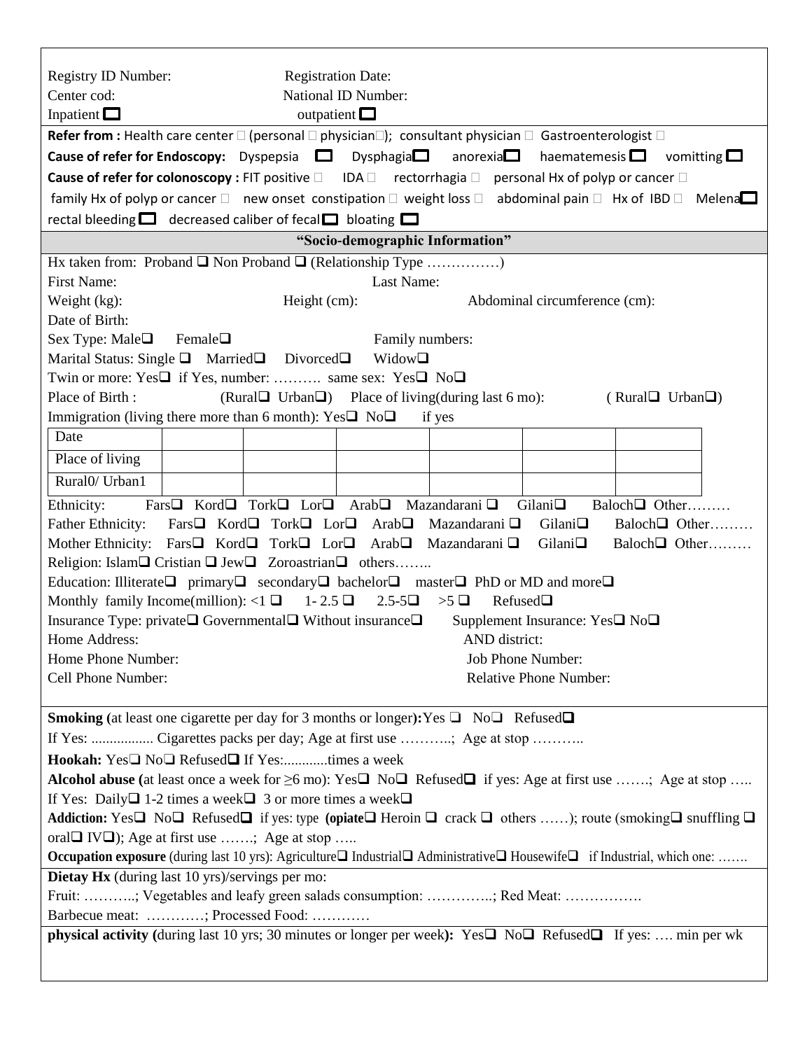Registry ID Number: Registration Date:
Center cod: National ID Number:
Inpatient ☐ outpatient ☐

**Refer from :** Health care center ☐ (personal ☐ physician☐); consultant physician ☐ Gastroenterologist ☐

**Cause of refer for Endoscopy:** Dyspepsia ☐ Dysphagia☐ anorexia☐ haematemesis ☐ vomitting ☐

**Cause of refer for colonoscopy :** FIT positive ☐ IDA ☐ rectorrhagia ☐ personal Hx of polyp or cancer ☐ family Hx of polyp or cancer ☐ new onset constipation ☐ weight loss ☐ abdominal pain ☐ Hx of IBD ☐ Melena☐ rectal bleeding ☐ decreased caliber of fecal ☐ bloating ☐

## "Socio-demographic Information"

Hx taken from: Proband ☐ Non Proband ☐ (Relationship Type ……………)

First Name: Last Name:

Weight (kg): Height (cm): Abdominal circumference (cm):

Date of Birth:

Sex Type: Male☐ Female☐ Family numbers:

Marital Status: Single ☐ Married☐ Divorced☐ Widow☐

Twin or more: Yes☐ if Yes, number: ………. same sex: Yes☐ No☐

Place of Birth : (Rural☐ Urban☐) Place of living(during last 6 mo): ( Rural☐ Urban☐)

Immigration (living there more than 6 month): Yes☐ No☐ if yes

| Date | | | | | | |
|---|---|---|---|---|---|---|
| Place of living | | | | | | |
| Rural0/ Urban1 | | | | | | |

Ethnicity: Fars☐ Kord☐ Tork☐ Lor☐ Arab☐ Mazandarani ☐ Gilani☐ Baloch☐ Other………

Father Ethnicity: Fars☐ Kord☐ Tork☐ Lor☐ Arab☐ Mazandarani ☐ Gilani☐ Baloch☐ Other………

Mother Ethnicity: Fars☐ Kord☐ Tork☐ Lor☐ Arab☐ Mazandarani ☐ Gilani☐ Baloch☐ Other………

Religion: Islam☐ Cristian ☐ Jew☐ Zoroastrian☐ others……..

Education: Illiterate☐ primary☐ secondary☐ bachelor☐ master☐ PhD or MD and more☐

Monthly family Income(million): <1 ☐ 1- 2.5 ☐ 2.5-5☐ >5 ☐ Refused☐

Insurance Type: private☐ Governmental☐ Without insurance☐ Supplement Insurance: Yes☐ No☐

Home Address: AND district:

Home Phone Number: Job Phone Number:

Cell Phone Number: Relative Phone Number:

**Smoking** (at least one cigarette per day for 3 months or longer)**:** Yes ☐ No☐ Refused☐

If Yes: ................. Cigarettes packs per day; Age at first use ………..; Age at stop ………..

**Hookah:** Yes☐ No☐ Refused☐ If Yes:............times a week

**Alcohol abuse** (at least once a week for ≥6 mo): Yes☐ No☐ Refused☐ if yes: Age at first use …….; Age at stop …..

If Yes: Daily☐ 1-2 times a week☐ 3 or more times a week☐

**Addiction:** Yes☐ No☐ Refused☐ if yes: type (**opiate**☐ Heroin ☐ crack ☐ others ……); route (smoking☐ snuffling ☐ oral☐ IV☐); Age at first use …….; Age at stop …..

**Occupation exposure** (during last 10 yrs): Agriculture☐ Industrial☐ Administrative☐ Housewife☐ if Industrial, which one: …….

**Dietay Hx** (during last 10 yrs)/servings per mo:

Fruit: ………..; Vegetables and leafy green salads consumption: …………..; Red Meat: …………….

Barbecue meat: …………; Processed Food: …………

**physical activity** (during last 10 yrs; 30 minutes or longer per week**):** Yes☐ No☐ Refused☐ If yes: …. min per wk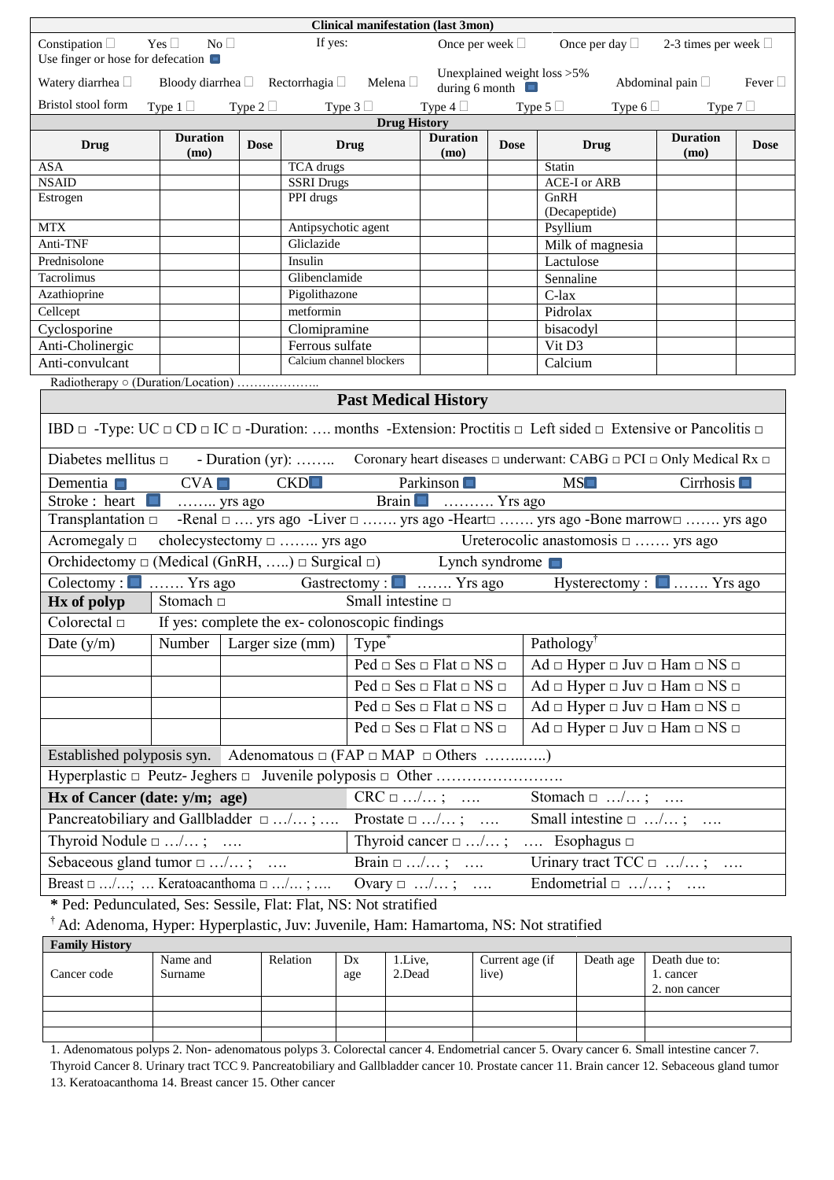| Clinical manifestation (last 3mon) | | | | | | | |
|---|---|---|---|---|---|---|---|
| Constipation ☐ Use finger or hose for defecation ■ | Yes ☐ | No ☐ | If yes: | Once per week ☐ | Once per day ☐ | 2-3 times per week ☐ | |
| Watery diarrhea ☐ | Bloody diarrhea ☐ | Rectorrhagia ☐ | Melena ☐ | Unexplained weight loss >5% during 6 month ■ | | Abdominal pain ☐ | Fever ☐ |
| Bristol stool form | Type 1 ☐ | Type 2 ☐ | Type 3 ☐ | Type 4 ☐ | Type 5 ☐ | Type 6 ☐ | Type 7 ☐ |

**Drug History**

| Drug | Duration (mo) | Dose | Drug | Duration (mo) | Dose | Drug | Duration (mo) | Dose |
|---|---|---|---|---|---|---|---|---|
| ASA | | | TCA drugs | | | Statin | | |
| NSAID | | | SSRI Drugs | | | ACE-I or ARB | | |
| Estrogen | | | PPI drugs | | | GnRH (Decapeptide) | | |
| MTX | | | Antipsychotic agent | | | Psyllium | | |
| Anti-TNF | | | Gliclazide | | | Milk of magnesia | | |
| Prednisolone | | | Insulin | | | Lactulose | | |
| Tacrolimus | | | Glibenclamide | | | Sennaline | | |
| Azathioprine | | | Pigolithazone | | | C-lax | | |
| Cellcept | | | metformin | | | Pidrolax | | |
| Cyclosporine | | | Clomipramine | | | bisacodyl | | |
| Anti-Cholinergic | | | Ferrous sulfate | | | Vit D3 | | |
| Anti-convulcant | | | Calcium channel blockers | | | Calcium | | |

Radiotherapy ○ (Duration/Location) ………………..

## Past Medical History

IBD □ -Type: UC □ CD □ IC □ -Duration: …. months -Extension: Proctitis □ Left sided □ Extensive or Pancolitis □

Diabetes mellitus □ - Duration (yr): …….. Coronary heart diseases □ underwant: CABG □ PCI □ Only Medical Rx □

Dementia ■ CVA ■ CKD ■ Parkinson ■ MS ■ Cirrhosis ■

Stroke : heart ■ …….. yrs ago Brain ■ ………. Yrs ago

Transplantation □ -Renal □ …. yrs ago -Liver □ ……. yrs ago -Heart□ ……. yrs ago -Bone marrow□ ……. yrs ago

Acromegaly □ cholecystectomy □ …….. yrs ago Ureterocolic anastomosis □ ……. yrs ago

Orchidectomy □ (Medical (GnRH, …..) □ Surgical □) Lynch syndrome ■

Colectomy : ■ ……. Yrs ago Gastrectomy : ■ ……. Yrs ago Hysterectomy : ■ ……. Yrs ago

| **Hx of polyp** | Stomach □ | | Small intestine □ | |
|---|---|---|---|---|
| Colorectal □ | If yes: complete the ex- colonoscopic findings | | | |
| Date (y/m) | Number | Larger size (mm) | Type* | Pathology† |
| | | | Ped □ Ses □ Flat □ NS □ | Ad □ Hyper □ Juv □ Ham □ NS □ |
| | | | Ped □ Ses □ Flat □ NS □ | Ad □ Hyper □ Juv □ Ham □ NS □ |
| | | | Ped □ Ses □ Flat □ NS □ | Ad □ Hyper □ Juv □ Ham □ NS □ |
| | | | Ped □ Ses □ Flat □ NS □ | Ad □ Hyper □ Juv □ Ham □ NS □ |

Established polyposis syn. Adenomatous □ (FAP □ MAP □ Others ……..…..)

Hyperplastic □ Peutz- Jeghers □ Juvenile polyposis □ Other …………………….

| **Hx of Cancer (date: y/m; age)** | CRC □ …/… ; …. | Stomach □ …/… ; …. |
|---|---|---|
| Pancreatobiliary and Gallbladder □ …/… ; …. | Prostate □ …/… ; …. | Small intestine □ …/… ; …. |
| Thyroid Nodule □ …/… ; …. | Thyroid cancer □ …/… ; …. | Esophagus □ |
| Sebaceous gland tumor □ …/… ; …. | Brain □ …/… ; …. | Urinary tract TCC □ …/… ; …. |
| Breast □ …/…; … Keratoacanthoma □ …/… ; …. | Ovary □ …/… ; …. | Endometrial □ …/… ; …. |

**\*** Ped: Pedunculated, Ses: Sessile, Flat: Flat, NS: Not stratified

† Ad: Adenoma, Hyper: Hyperplastic, Juv: Juvenile, Ham: Hamartoma, NS: Not stratified

**Family History**

| Cancer code | Name and Surname | Relation | Dx age | 1.Live, 2.Dead | Current age (if live) | Death age | Death due to: 1. cancer 2. non cancer |
|---|---|---|---|---|---|---|---|
| | | | | | | | |
| | | | | | | | |
| | | | | | | | |

1. Adenomatous polyps 2. Non- adenomatous polyps 3. Colorectal cancer 4. Endometrial cancer 5. Ovary cancer 6. Small intestine cancer 7. Thyroid Cancer 8. Urinary tract TCC 9. Pancreatobiliary and Gallbladder cancer 10. Prostate cancer 11. Brain cancer 12. Sebaceous gland tumor 13. Keratoacanthoma 14. Breast cancer 15. Other cancer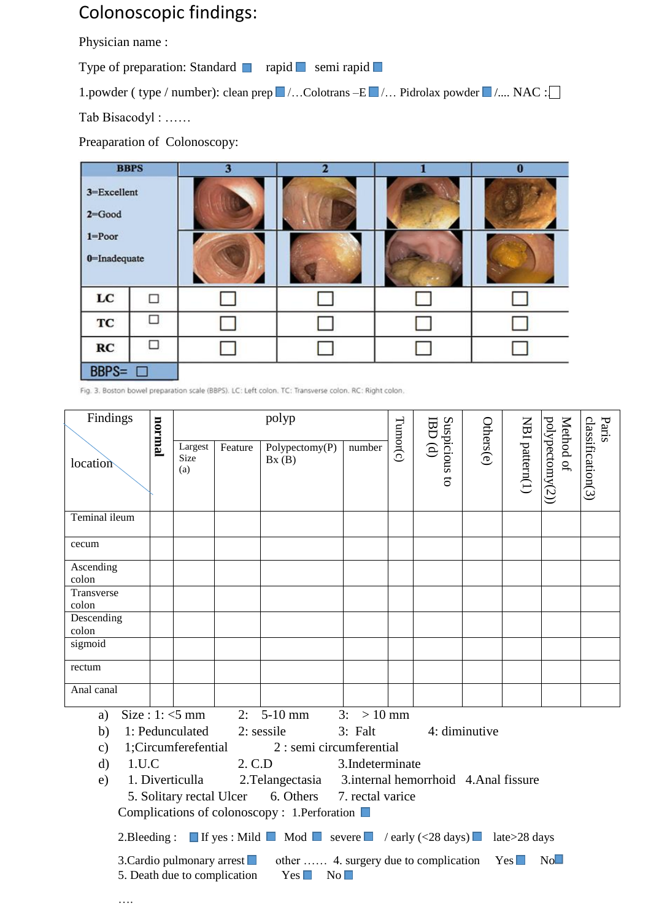# Colonoscopic findings:

Physician name :

Type of preparation: Standard ☐ rapid ☐ semi rapid ☐

1.powder ( type / number): clean prep ☐/…Colotrans –E ☐/… Pidrolax powder ☐/.... NAC :☐

Tab Bisacodyl : ……

Preaparation of Colonoscopy:

| BBPS | | 3 | 2 | 1 | 0 |
|---|---|---|---|---|---|
| 3=Excellent<br>2=Good<br>1=Poor<br>0=Inadequate | | | | | |
| LC | ☐ | ☐ | ☐ | ☐ | ☐ |
| TC | ☐ | ☐ | ☐ | ☐ | ☐ |
| RC | ☐ | ☐ | ☐ | ☐ | ☐ |
| BBPS= ☐ | | | | | |

Fig. 3. Boston bowel preparation scale (BBPS). LC: Left colon. TC: Transverse colon. RC: Right colon.

| Findings / location | normal | polyp | | | | Tumor(c) | Suspicious to IBD (d) | Others(e) | NBI pattern(1) | Method of polypectomy(2)) | Paris classification(3) |
|---|---|---|---|---|---|---|---|---|---|---|---|
| | | Largest Size (a) | Feature | Polypectomy(P) Bx (B) | number | | | | | | |
| Teminal ileum | | | | | | | | | | | |
| cecum | | | | | | | | | | | |
| Ascending colon | | | | | | | | | | | |
| Transverse colon | | | | | | | | | | | |
| Descending colon | | | | | | | | | | | |
| sigmoid | | | | | | | | | | | |
| rectum | | | | | | | | | | | |
| Anal canal | | | | | | | | | | | |

a) Size : 1: <5 mm 2: 5-10 mm 3: > 10 mm

b) 1: Pedunculated 2: sessile 3: Falt 4: diminutive

c) 1;Circumferefential 2 : semi circumferential

d) 1.U.C 2. C.D 3.Indeterminate

e) 1. Diverticulla 2.Telangectasia 3.internal hemorrhoid 4.Anal fissure
5. Solitary rectal Ulcer 6. Others 7. rectal varice

Complications of colonoscopy : 1.Perforation ☐

2.Bleeding : ☐ If yes : Mild ☐ Mod ☐ severe ☐ / early (<28 days) ☐ late>28 days

3.Cardio pulmonary arrest ☐ other …… 4. surgery due to complication Yes ☐ No ☐

5. Death due to complication Yes ☐ No ☐

….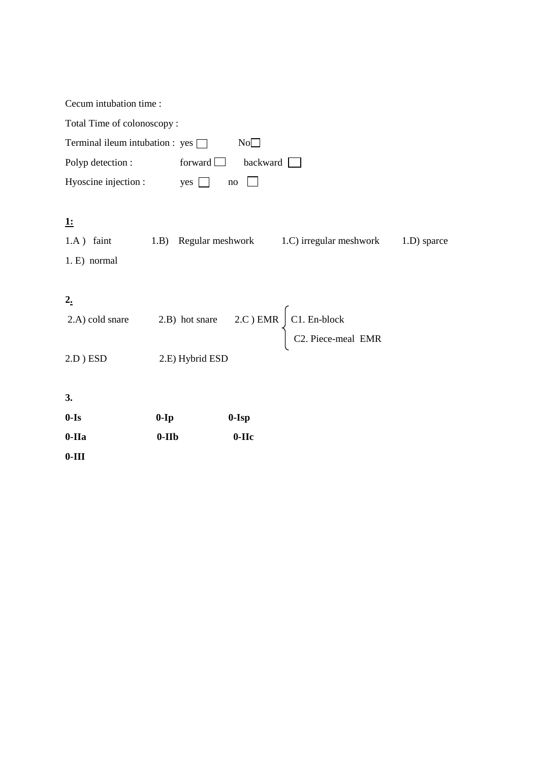Cecum intubation time :

Total Time of colonoscopy :

Terminal ileum intubation : yes ☐ No☐

Polyp detection : forward ☐ backward ☐

Hyoscine injection : yes ☐ no ☐

<u>**1:**</u>

1.A ) faint 1.B) Regular meshwork 1.C) irregular meshwork 1.D) sparce

1. E) normal

<u>**2.**</u>

2.A) cold snare 2.B) hot snare 2.C ) EMR { C1. En-block / C2. Piece-meal EMR }

2.D ) ESD 2.E) Hybrid ESD

**3.**

**0-Is** **0-Ip** **0-Isp**

**0-IIa** **0-IIb** **0-IIc**

**0-III**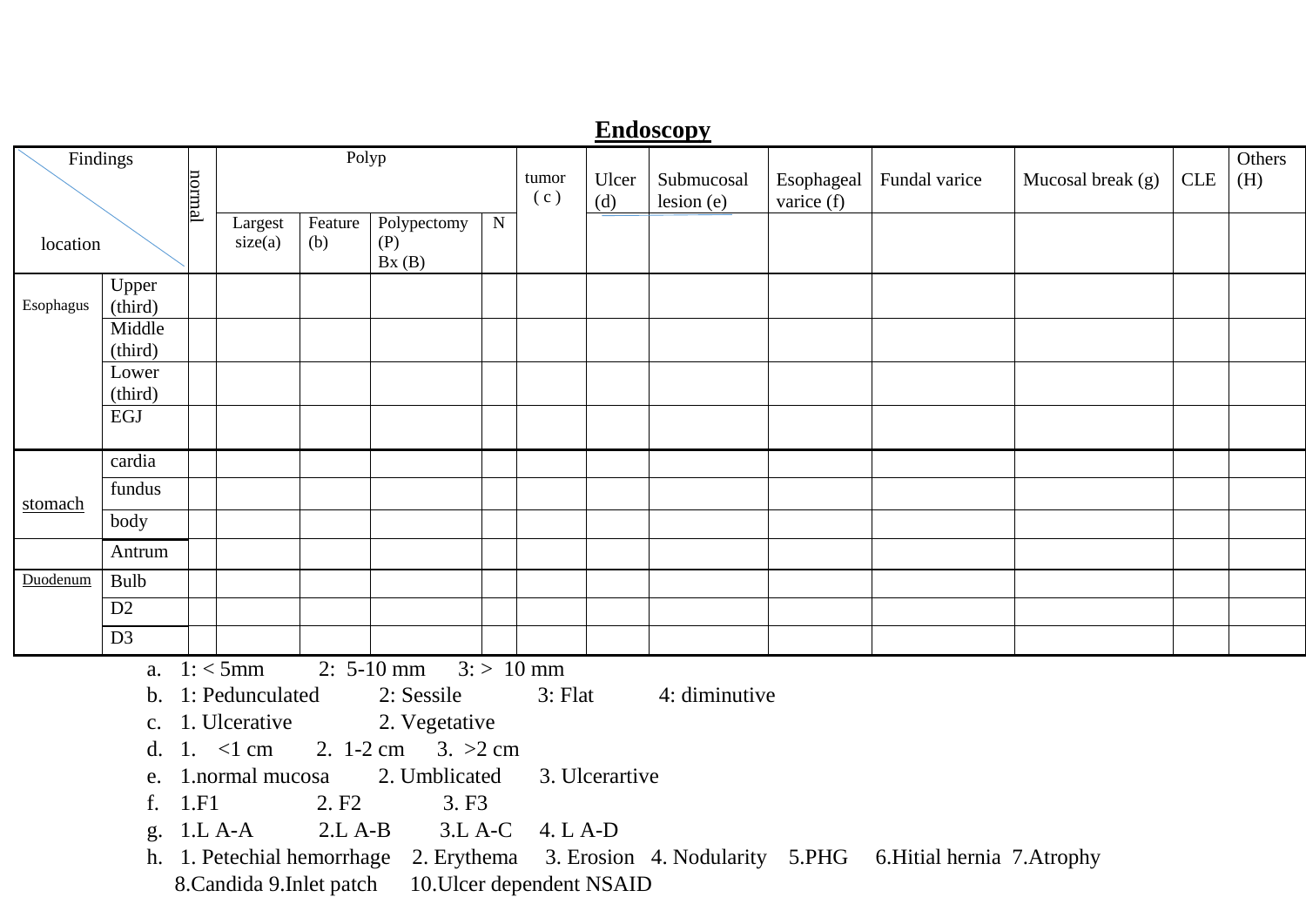## Endoscopy

| Findings / location | | normal | Polyp | | | | tumor ( c ) | Ulcer (d) | Submucosal lesion (e) | Esophageal varice (f) | Fundal varice | Mucosal break (g) | CLE | Others (H) |
|---|---|---|---|---|---|---|---|---|---|---|---|---|---|---|
| | | | Largest size(a) | Feature (b) | Polypectomy (P) Bx (B) | N | | | | | | | | |
| Esophagus | Upper (third) | | | | | | | | | | | | | |
| | Middle (third) | | | | | | | | | | | | | |
| | Lower (third) | | | | | | | | | | | | | |
| | EGJ | | | | | | | | | | | | | |
| stomach | cardia | | | | | | | | | | | | | |
| | fundus | | | | | | | | | | | | | |
| | body | | | | | | | | | | | | | |
| | Antrum | | | | | | | | | | | | | |
| Duodenum | Bulb | | | | | | | | | | | | | |
| | D2 | | | | | | | | | | | | | |
| | D3 | | | | | | | | | | | | | |

a. 1: < 5mm 2: 5-10 mm 3: > 10 mm
b. 1: Pedunculated 2: Sessile 3: Flat 4: diminutive
c. 1. Ulcerative 2. Vegetative
d. 1. <1 cm 2. 1-2 cm 3. >2 cm
e. 1.normal mucosa 2. Umblicated 3. Ulcerartive
f. 1.F1 2. F2 3. F3
g. 1.L A-A 2.L A-B 3.L A-C 4. L A-D
h. 1. Petechial hemorrhage 2. Erythema 3. Erosion 4. Nodularity 5.PHG 6.Hitial hernia 7.Atrophy 8.Candida 9.Inlet patch 10.Ulcer dependent NSAID